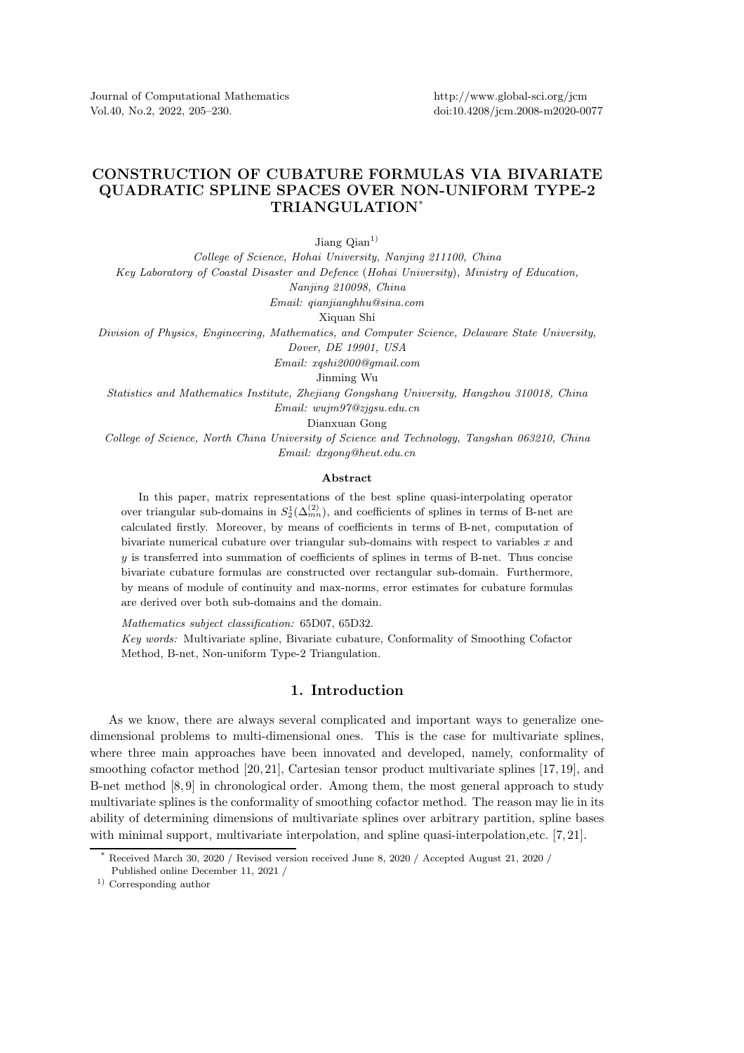# CONSTRUCTION OF CUBATURE FORMULAS VIA BIVARIATE QUADRATIC SPLINE SPACES OVER NON-UNIFORM TYPE-2 TRIANGULATION*

Jiang Qian[1)]

*College of Science, Hohai University, Nanjing 211100, China*
*Key Laboratory of Coastal Disaster and Defence (Hohai University), Ministry of Education, Nanjing 210098, China*
*Email: qianjianghhu@sina.com*

Xiquan Shi

*Division of Physics, Engineering, Mathematics, and Computer Science, Delaware State University, Dover, DE 19901, USA*
*Email: xqshi2000@gmail.com*

Jinming Wu

*Statistics and Mathematics Institute, Zhejiang Gongshang University, Hangzhou 310018, China*
*Email: wujm97@zjgsu.edu.cn*

Dianxuan Gong

*College of Science, North China University of Science and Technology, Tangshan 063210, China*
*Email: dxgong@heut.edu.cn*

## Abstract

In this paper, matrix representations of the best spline quasi-interpolating operator over triangular sub-domains in $S_2^1(\Delta_{mn}^{(2)})$, and coefficients of splines in terms of B-net are calculated firstly. Moreover, by means of coefficients in terms of B-net, computation of bivariate numerical cubature over triangular sub-domains with respect to variables $x$ and $y$ is transferred into summation of coefficients of splines in terms of B-net. Thus concise bivariate cubature formulas are constructed over rectangular sub-domain. Furthermore, by means of module of continuity and max-norms, error estimates for cubature formulas are derived over both sub-domains and the domain.

*Mathematics subject classification:* 65D07, 65D32.

*Key words:* Multivariate spline, Bivariate cubature, Conformality of Smoothing Cofactor Method, B-net, Non-uniform Type-2 Triangulation.

## 1. Introduction

As we know, there are always several complicated and important ways to generalize one-dimensional problems to multi-dimensional ones. This is the case for multivariate splines, where three main approaches have been innovated and developed, namely, conformality of smoothing cofactor method [20, 21], Cartesian tensor product multivariate splines [17, 19], and B-net method [8, 9] in chronological order. Among them, the most general approach to study multivariate splines is the conformality of smoothing cofactor method. The reason may lie in its ability of determining dimensions of multivariate splines over arbitrary partition, spline bases with minimal support, multivariate interpolation, and spline quasi-interpolation,etc. [7, 21].

---

\* Received March 30, 2020 / Revised version received June 8, 2020 / Accepted August 21, 2020 / Published online December 11, 2021 /

[1)] Corresponding author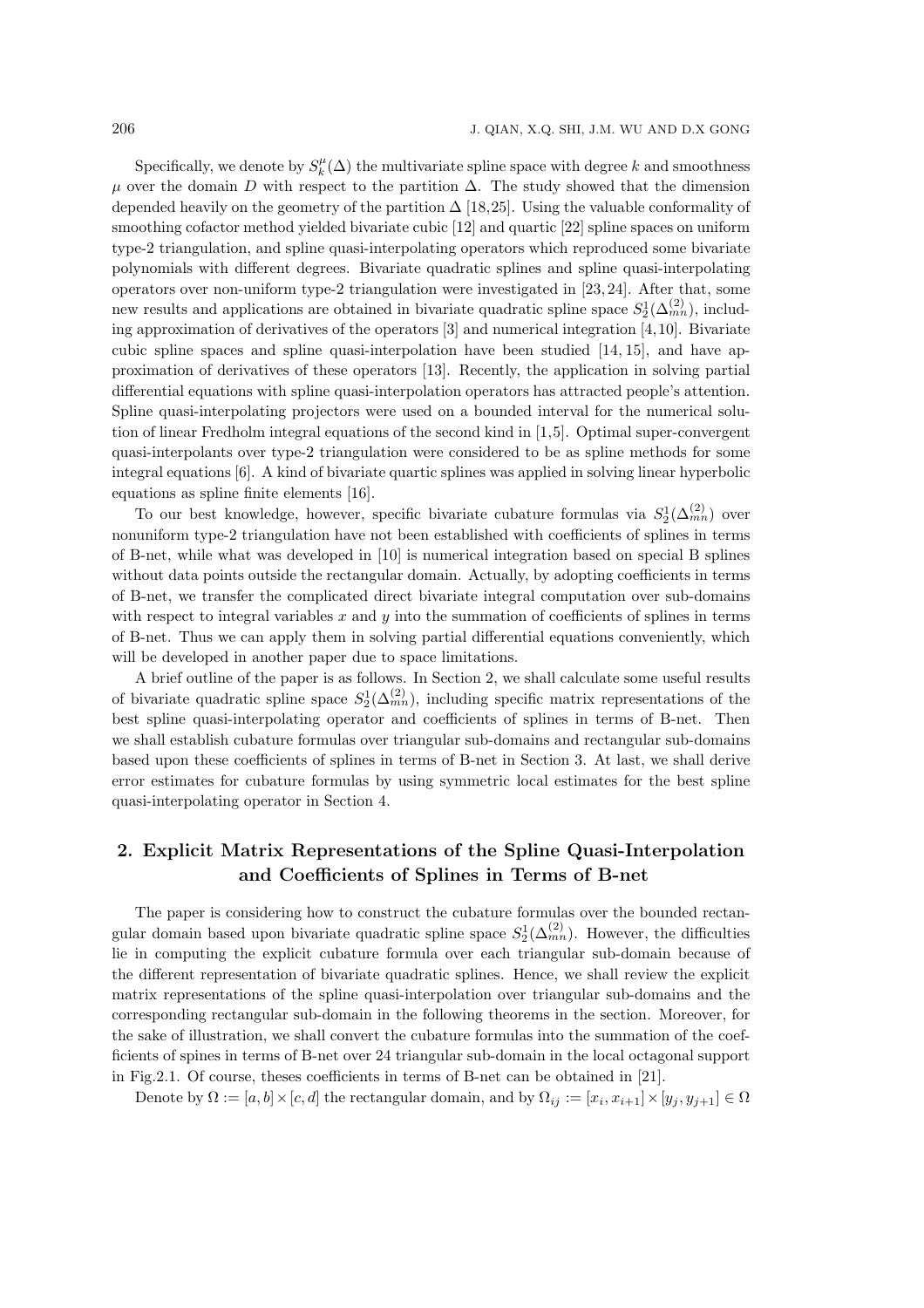Specifically, we denote by $S_k^\mu(\Delta)$ the multivariate spline space with degree $k$ and smoothness $\mu$ over the domain $D$ with respect to the partition $\Delta$. The study showed that the dimension depended heavily on the geometry of the partition $\Delta$ [18,25]. Using the valuable conformality of smoothing cofactor method yielded bivariate cubic [12] and quartic [22] spline spaces on uniform type-2 triangulation, and spline quasi-interpolating operators which reproduced some bivariate polynomials with different degrees. Bivariate quadratic splines and spline quasi-interpolating operators over non-uniform type-2 triangulation were investigated in [23, 24]. After that, some new results and applications are obtained in bivariate quadratic spline space $S_2^1(\Delta_{mn}^{(2)})$, including approximation of derivatives of the operators [3] and numerical integration [4,10]. Bivariate cubic spline spaces and spline quasi-interpolation have been studied [14, 15], and have approximation of derivatives of these operators [13]. Recently, the application in solving partial differential equations with spline quasi-interpolation operators has attracted people's attention. Spline quasi-interpolating projectors were used on a bounded interval for the numerical solution of linear Fredholm integral equations of the second kind in [1,5]. Optimal super-convergent quasi-interpolants over type-2 triangulation were considered to be as spline methods for some integral equations [6]. A kind of bivariate quartic splines was applied in solving linear hyperbolic equations as spline finite elements [16].

To our best knowledge, however, specific bivariate cubature formulas via $S_2^1(\Delta_{mn}^{(2)})$ over nonuniform type-2 triangulation have not been established with coefficients of splines in terms of B-net, while what was developed in [10] is numerical integration based on special B splines without data points outside the rectangular domain. Actually, by adopting coefficients in terms of B-net, we transfer the complicated direct bivariate integral computation over sub-domains with respect to integral variables $x$ and $y$ into the summation of coefficients of splines in terms of B-net. Thus we can apply them in solving partial differential equations conveniently, which will be developed in another paper due to space limitations.

A brief outline of the paper is as follows. In Section 2, we shall calculate some useful results of bivariate quadratic spline space $S_2^1(\Delta_{mn}^{(2)})$, including specific matrix representations of the best spline quasi-interpolating operator and coefficients of splines in terms of B-net. Then we shall establish cubature formulas over triangular sub-domains and rectangular sub-domains based upon these coefficients of splines in terms of B-net in Section 3. At last, we shall derive error estimates for cubature formulas by using symmetric local estimates for the best spline quasi-interpolating operator in Section 4.

## 2. Explicit Matrix Representations of the Spline Quasi-Interpolation and Coefficients of Splines in Terms of B-net

The paper is considering how to construct the cubature formulas over the bounded rectangular domain based upon bivariate quadratic spline space $S_2^1(\Delta_{mn}^{(2)})$. However, the difficulties lie in computing the explicit cubature formula over each triangular sub-domain because of the different representation of bivariate quadratic splines. Hence, we shall review the explicit matrix representations of the spline quasi-interpolation over triangular sub-domains and the corresponding rectangular sub-domain in the following theorems in the section. Moreover, for the sake of illustration, we shall convert the cubature formulas into the summation of the coefficients of spines in terms of B-net over 24 triangular sub-domain in the local octagonal support in Fig.2.1. Of course, theses coefficients in terms of B-net can be obtained in [21].

Denote by $\Omega := [a, b] \times [c, d]$ the rectangular domain, and by $\Omega_{ij} := [x_i, x_{i+1}] \times [y_j, y_{j+1}] \in \Omega$